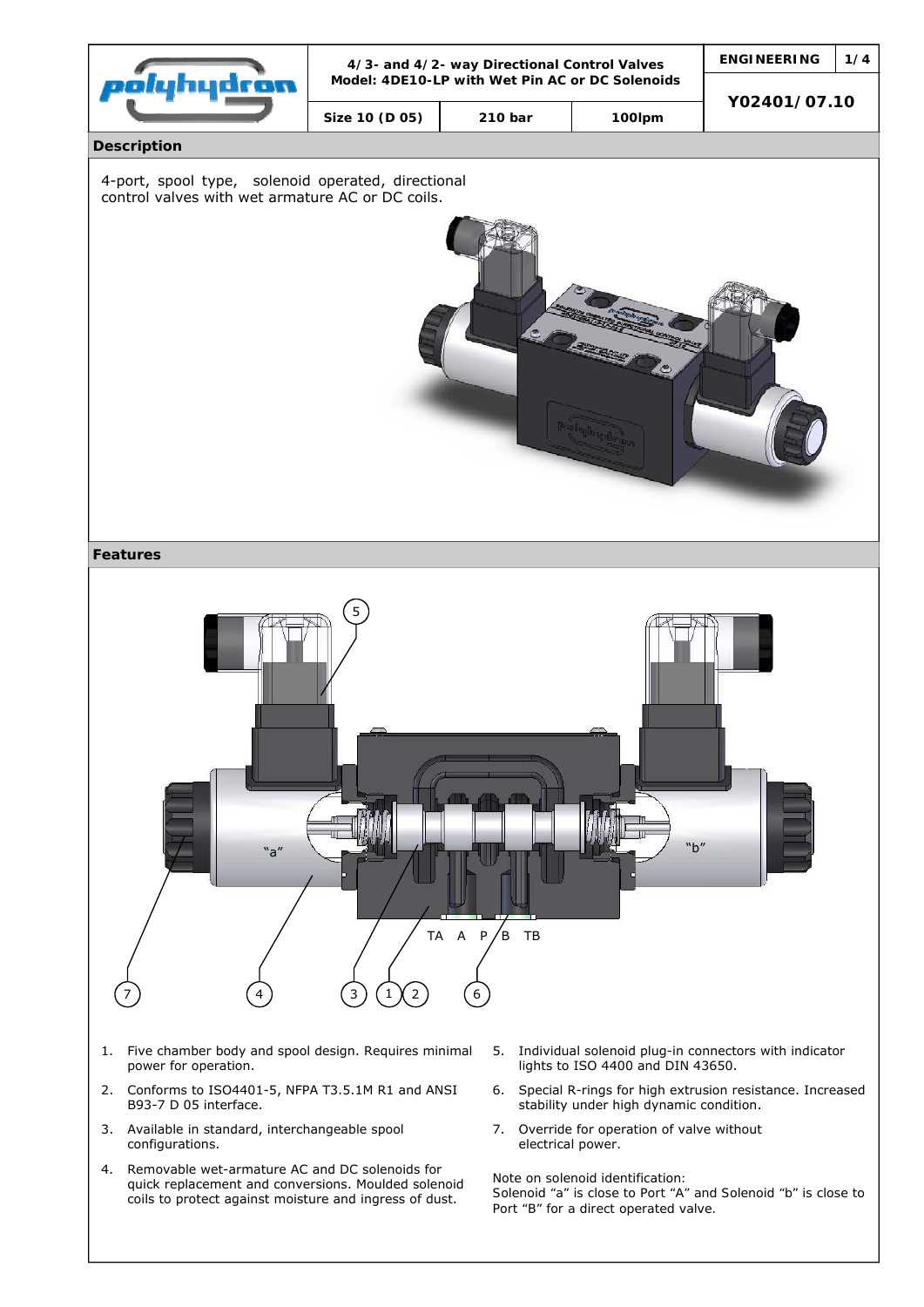| | 4/3- and 4/2- way Directional Control Valves<br>Model: 4DE10-LP with Wet Pin AC or DC Solenoids | | | ENGINEERING | 1/4 |
|---|---|---|---|---|---|
| polyhydron | Size 10 (D 05) | 210 bar | 100lpm | Y02401/07.10 | |

## Description

4-port, spool type, solenoid operated, directional control valves with wet armature AC or DC coils.

## Features

1. Five chamber body and spool design. Requires minimal power for operation.
2. Conforms to ISO4401-5, NFPA T3.5.1M R1 and ANSI B93-7 D 05 interface.
3. Available in standard, interchangeable spool configurations.
4. Removable wet-armature AC and DC solenoids for quick replacement and conversions. Moulded solenoid coils to protect against moisture and ingress of dust.
5. Individual solenoid plug-in connectors with indicator lights to ISO 4400 and DIN 43650.
6. Special R-rings for high extrusion resistance. Increased stability under high dynamic condition.
7. Override for operation of valve without electrical power.

Note on solenoid identification:
Solenoid "a" is close to Port "A" and Solenoid "b" is close to Port "B" for a direct operated valve.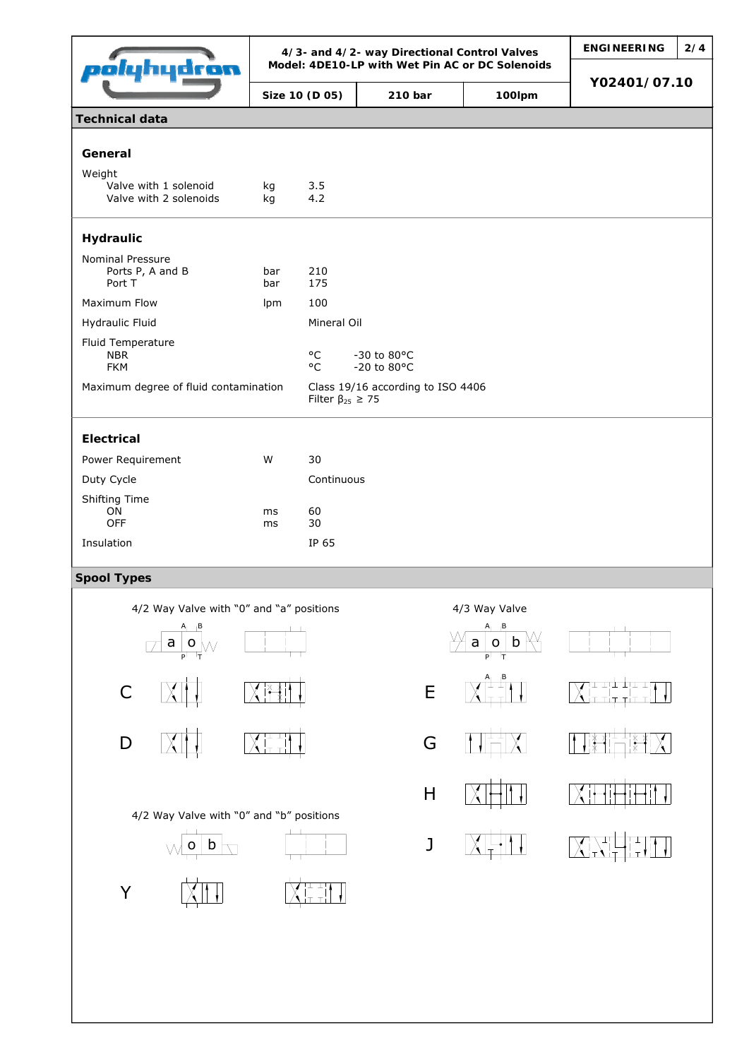| | 4/3- and 4/2- way Directional Control Valves<br>Model: 4DE10-LP with Wet Pin AC or DC Solenoids | | | ENGINEERING |
|---|---|---|---|---|
| | Size 10 (D 05) | 210 bar | 100lpm | Y02401/07.10 |

## Technical data

### General

| | | |
|---|---|---|
| Weight | | |
| Valve with 1 solenoid | kg | 3.5 |
| Valve with 2 solenoids | kg | 4.2 |

### Hydraulic

| | | |
|---|---|---|
| Nominal Pressure | | |
| Ports P, A and B | bar | 210 |
| Port T | bar | 175 |
| Maximum Flow | lpm | 100 |
| Hydraulic Fluid | | Mineral Oil |
| Fluid Temperature | | |
| NBR | °C | -30 to 80°C |
| FKM | °C | -20 to 80°C |
| Maximum degree of fluid contamination | | Class 19/16 according to ISO 4406<br>Filter $\beta_{25} \geq 75$ |

### Electrical

| | | |
|---|---|---|
| Power Requirement | W | 30 |
| Duty Cycle | | Continuous |
| Shifting Time | | |
| ON | ms | 60 |
| OFF | ms | 30 |
| Insulation | | IP 65 |

## Spool Types

4/2 Way Valve with "0" and "a" positions

a o

C

D

4/2 Way Valve with "0" and "b" positions

o b

Y

4/3 Way Valve

a o b

E

G

H

J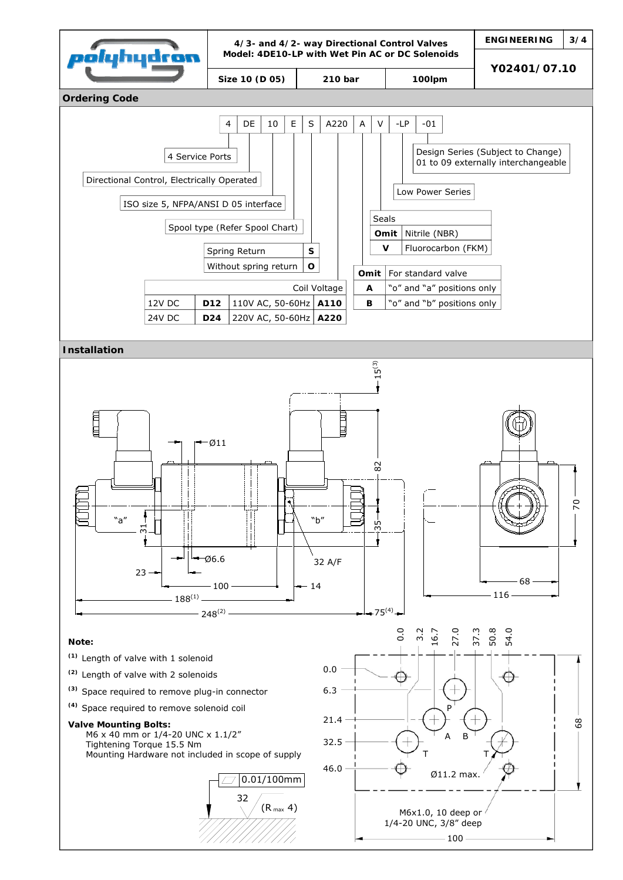| polyhydron | 4/3- and 4/2- way Directional Control Valves<br>Model: 4DE10-LP with Wet Pin AC or DC Solenoids | | | ENGINEERING | 3/4 |
|---|---|---|---|---|---|
| | Size 10 (D 05) | 210 bar | 100lpm | Y02401/07.10 | |

## Ordering Code

| 4 | DE | 10 | E | S | A220 | A | V | -LP | -01 |
|---|---|---|---|---|---|---|---|---|---|

- 4 Service Ports
- Directional Control, Electrically Operated
- ISO size 5, NFPA/ANSI D 05 interface
- Spool type (Refer Spool Chart)

| | |
|---|---|
| Spring Return | **S** |
| Without spring return | **O** |

| Coil Voltage | | | |
|---|---|---|---|
| 12V DC | **D12** | 110V AC, 50-60Hz | **A110** |
| 24V DC | **D24** | 220V AC, 50-60Hz | **A220** |

| | |
|---|---|
| **Omit** | For standard valve |
| **A** | "o" and "a" positions only |
| **B** | "o" and "b" positions only |

| Seals | |
|---|---|
| **Omit** | Nitrile (NBR) |
| **V** | Fluorocarbon (FKM) |

- Low Power Series
- Design Series (Subject to Change) 01 to 09 externally interchangeable

## Installation

**Note:**

(1) Length of valve with 1 solenoid

(2) Length of valve with 2 solenoids

(3) Space required to remove plug-in connector

(4) Space required to remove solenoid coil

**Valve Mounting Bolts:**

M6 x 40 mm or 1/4-20 UNC x 1.1/2"
Tightening Torque 15.5 Nm
Mounting Hardware not included in scope of supply

0.01/100mm

32 ($R_{max}$ 4)

Ø11.2 max.

M6x1.0, 10 deep or 1/4-20 UNC, 3/8" deep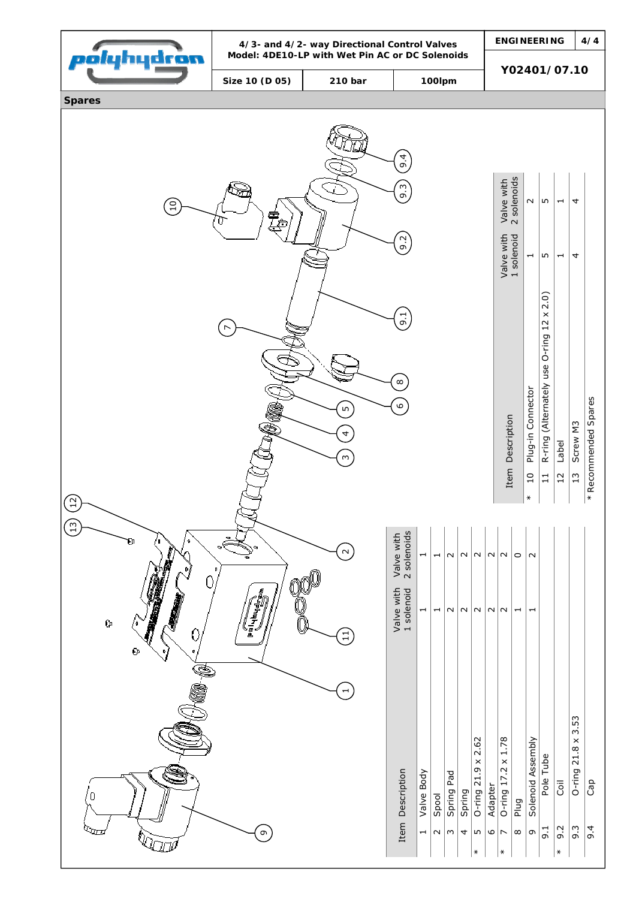**polyhydron**

**4/3- and 4/2- way Directional Control Valves**
**Model: 4DE10-LP with Wet Pin AC or DC Solenoids**

| Size 10 (D 05) | 210 bar | 100lpm |
|---|---|---|

**ENGINEERING**

**Y02401/07.10**

## Spares

10
9.4
9.3
9.2
9.1
7
8
6
5
4
3
2
12
13
11
1
9

| | Item | Description | Valve with 1 solenoid | Valve with 2 solenoids |
|---|---|---|---|---|
| | 1 | Valve Body | 1 | 1 |
| | 2 | Spool | 1 | 1 |
| | 3 | Spring Pad | 2 | 2 |
| | 4 | Spring | 2 | 2 |
| * | 5 | O-ring 21.9 x 2.62 | 2 | 2 |
| | 6 | Adapter | 2 | 2 |
| * | 7 | O-ring 17.2 x 1.78 | 2 | 2 |
| | 8 | Plug | 1 | 0 |
| | 9 | Solenoid Assembly | 1 | 2 |
| | 9.1 | Pole Tube | | |
| * | 9.2 | Coil | | |
| | 9.3 | O-ring 21.8 x 3.53 | | |
| | 9.4 | Cap | | |

| | Item | Description | Valve with 1 solenoid | Valve with 2 solenoids |
|---|---|---|---|---|
| * | 10 | Plug-in Connector | 1 | 2 |
| | 11 | R-ring (Alternately use O-ring 12 x 2.0) | 5 | 5 |
| | 12 | Label | 1 | 1 |
| | 13 | Screw M3 | 4 | 4 |

* Recommended Spares